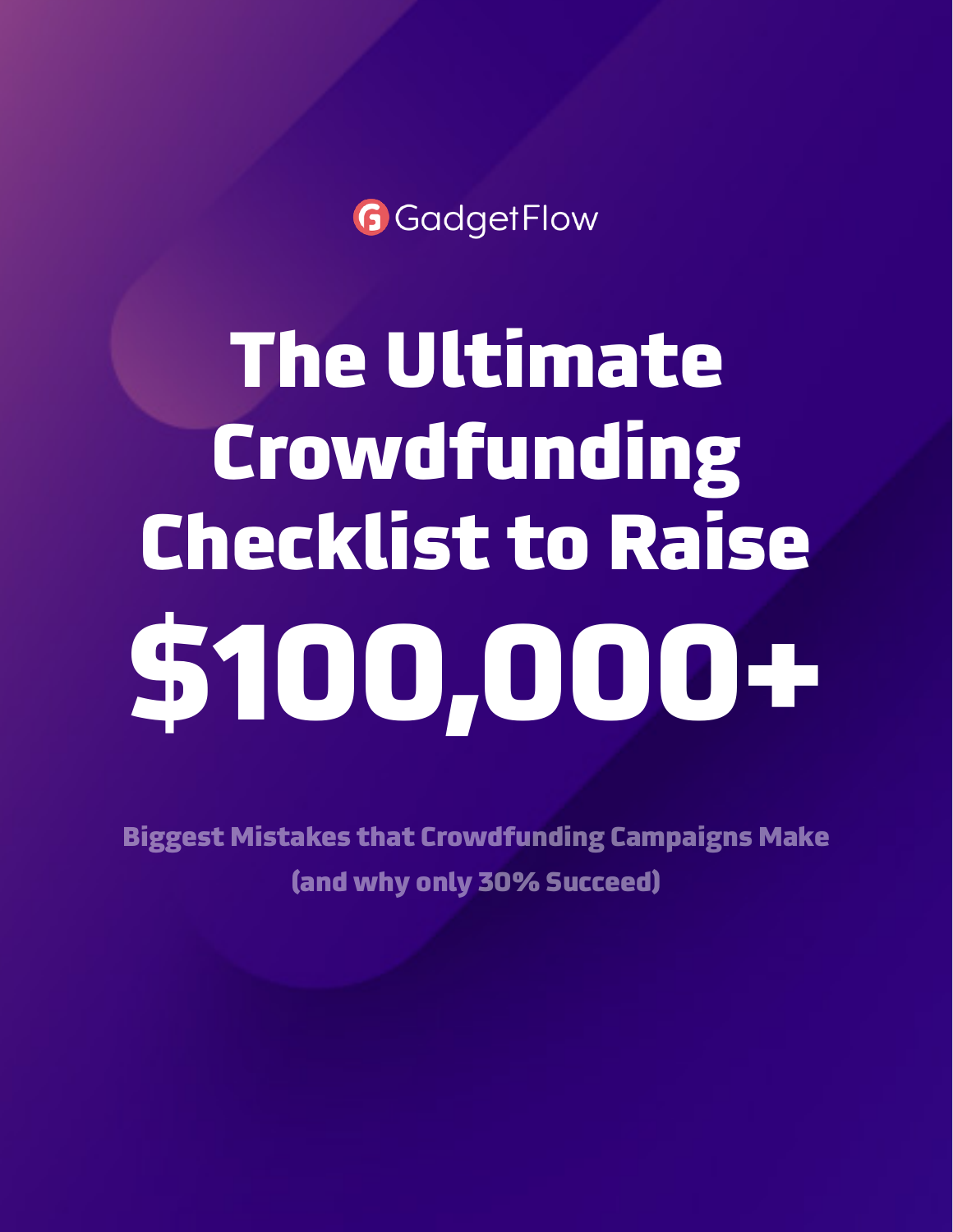GadgetFlow

# The Ultimate Crowdfunding Checklist to Raise $100,000+

**Biggest Mistakes that Crowdfunding Campaigns Make (and why only 30% Succeed)**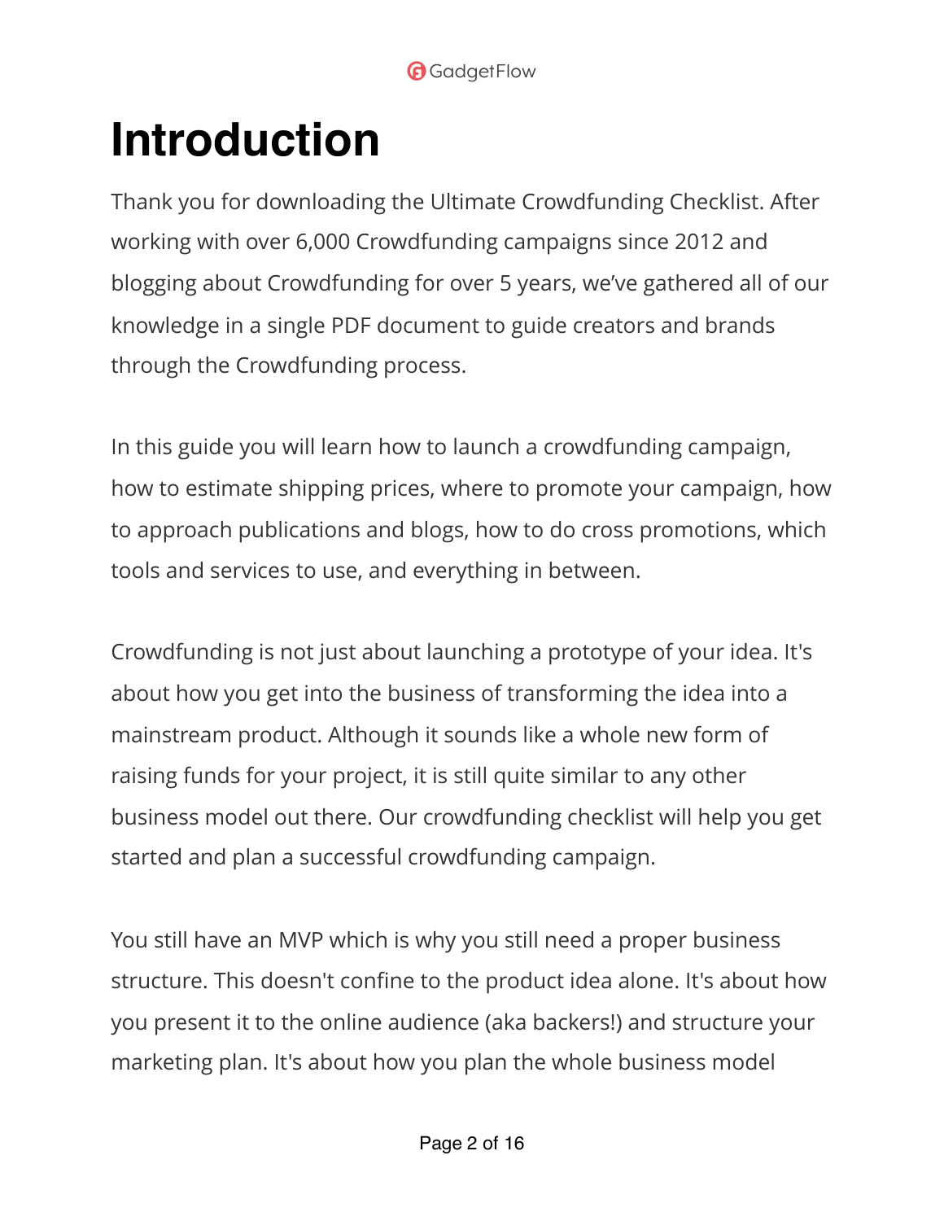# Introduction

Thank you for downloading the Ultimate Crowdfunding Checklist. After working with over 6,000 Crowdfunding campaigns since 2012 and blogging about Crowdfunding for over 5 years, we've gathered all of our knowledge in a single PDF document to guide creators and brands through the Crowdfunding process.

In this guide you will learn how to launch a crowdfunding campaign, how to estimate shipping prices, where to promote your campaign, how to approach publications and blogs, how to do cross promotions, which tools and services to use, and everything in between.

Crowdfunding is not just about launching a prototype of your idea. It's about how you get into the business of transforming the idea into a mainstream product. Although it sounds like a whole new form of raising funds for your project, it is still quite similar to any other business model out there. Our crowdfunding checklist will help you get started and plan a successful crowdfunding campaign.

You still have an MVP which is why you still need a proper business structure. This doesn't confine to the product idea alone. It's about how you present it to the online audience (aka backers!) and structure your marketing plan. It's about how you plan the whole business model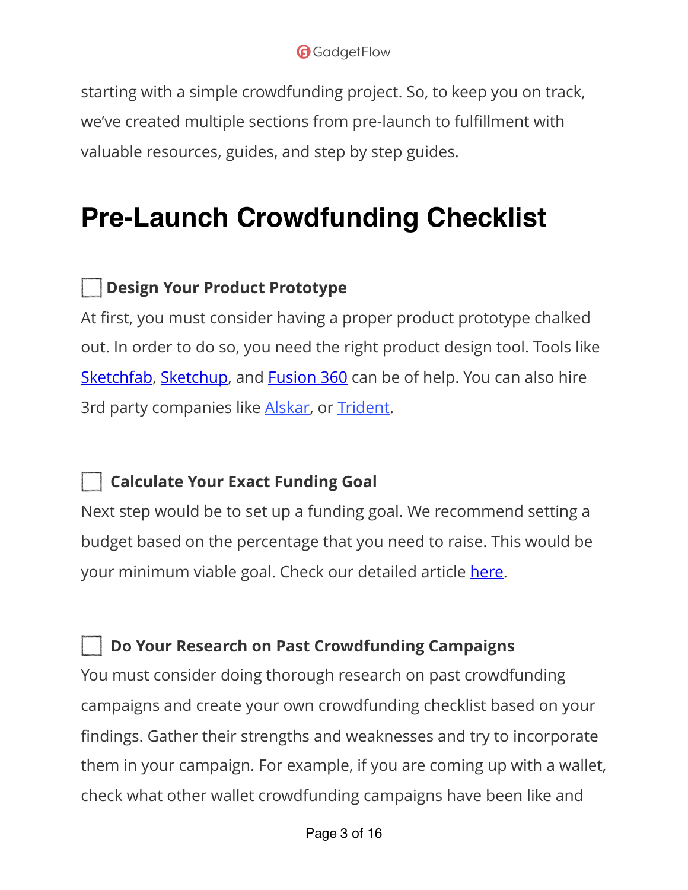starting with a simple crowdfunding project. So, to keep you on track, we've created multiple sections from pre-launch to fulfillment with valuable resources, guides, and step by step guides.

# Pre-Launch Crowdfunding Checklist

- [ ] **Design Your Product Prototype**

At first, you must consider having a proper product prototype chalked out. In order to do so, you need the right product design tool. Tools like Sketchfab, Sketchup, and Fusion 360 can be of help. You can also hire 3rd party companies like Alskar, or Trident.

- [ ] **Calculate Your Exact Funding Goal**

Next step would be to set up a funding goal. We recommend setting a budget based on the percentage that you need to raise. This would be your minimum viable goal. Check our detailed article here.

- [ ] **Do Your Research on Past Crowdfunding Campaigns**

You must consider doing thorough research on past crowdfunding campaigns and create your own crowdfunding checklist based on your findings. Gather their strengths and weaknesses and try to incorporate them in your campaign. For example, if you are coming up with a wallet, check what other wallet crowdfunding campaigns have been like and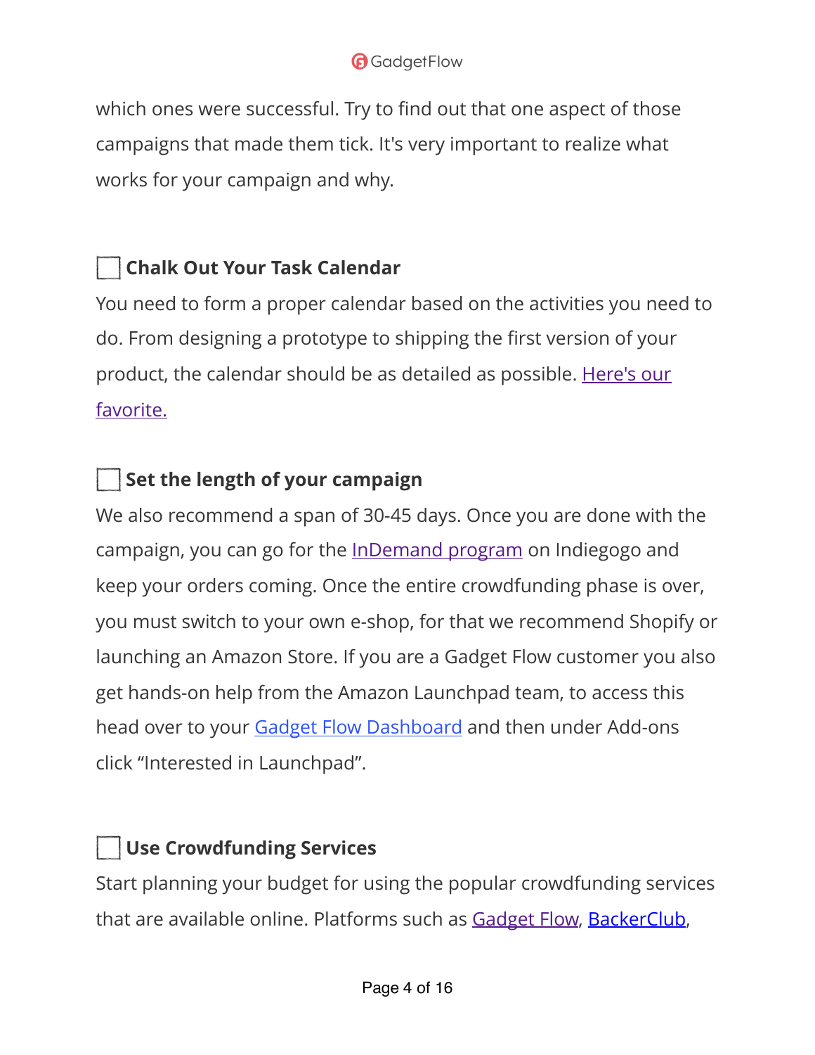which ones were successful. Try to find out that one aspect of those campaigns that made them tick. It's very important to realize what works for your campaign and why.

- [ ] **Chalk Out Your Task Calendar**

You need to form a proper calendar based on the activities you need to do. From designing a prototype to shipping the first version of your product, the calendar should be as detailed as possible. Here's our favorite.

- [ ] **Set the length of your campaign**

We also recommend a span of 30-45 days. Once you are done with the campaign, you can go for the InDemand program on Indiegogo and keep your orders coming. Once the entire crowdfunding phase is over, you must switch to your own e-shop, for that we recommend Shopify or launching an Amazon Store. If you are a Gadget Flow customer you also get hands-on help from the Amazon Launchpad team, to access this head over to your Gadget Flow Dashboard and then under Add-ons click "Interested in Launchpad".

- [ ] **Use Crowdfunding Services**

Start planning your budget for using the popular crowdfunding services that are available online. Platforms such as Gadget Flow, BackerClub,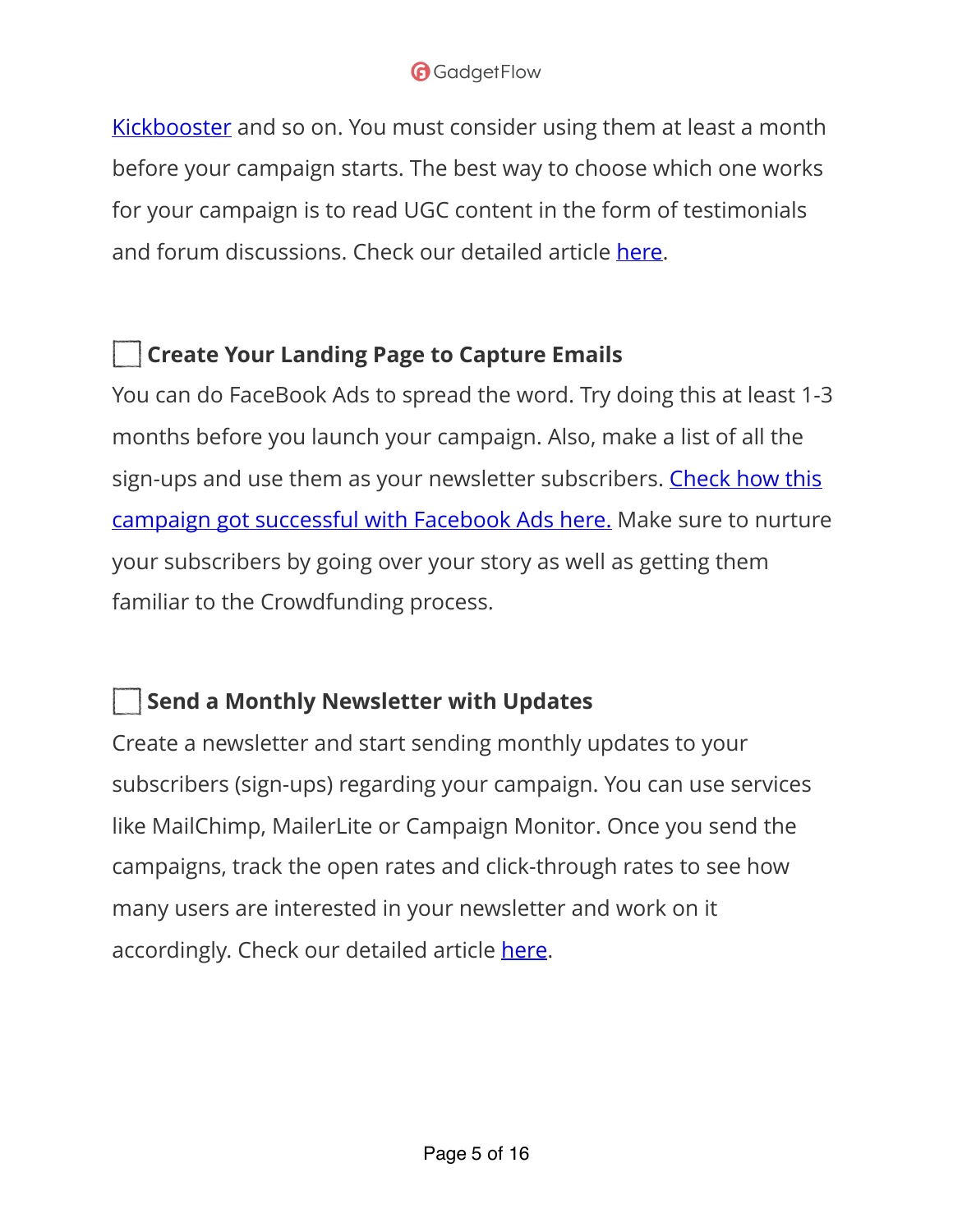Kickbooster and so on. You must consider using them at least a month before your campaign starts. The best way to choose which one works for your campaign is to read UGC content in the form of testimonials and forum discussions. Check our detailed article here.

- [ ] **Create Your Landing Page to Capture Emails**

You can do FaceBook Ads to spread the word. Try doing this at least 1-3 months before you launch your campaign. Also, make a list of all the sign-ups and use them as your newsletter subscribers. Check how this campaign got successful with Facebook Ads here. Make sure to nurture your subscribers by going over your story as well as getting them familiar to the Crowdfunding process.

- [ ] **Send a Monthly Newsletter with Updates**

Create a newsletter and start sending monthly updates to your subscribers (sign-ups) regarding your campaign. You can use services like MailChimp, MailerLite or Campaign Monitor. Once you send the campaigns, track the open rates and click-through rates to see how many users are interested in your newsletter and work on it accordingly. Check our detailed article here.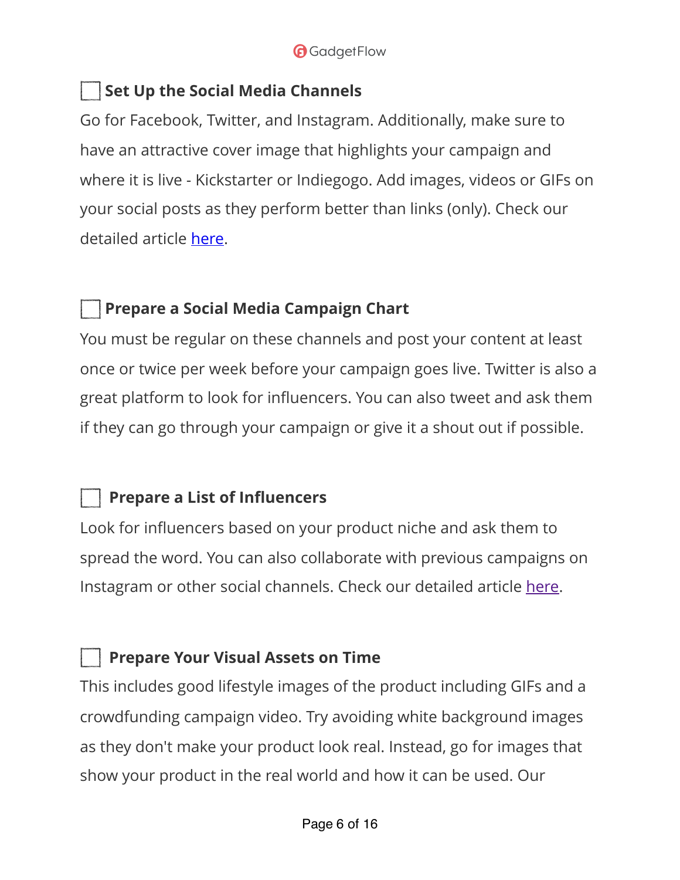☐ **Set Up the Social Media Channels**

Go for Facebook, Twitter, and Instagram. Additionally, make sure to have an attractive cover image that highlights your campaign and where it is live - Kickstarter or Indiegogo. Add images, videos or GIFs on your social posts as they perform better than links (only). Check our detailed article here.

☐ **Prepare a Social Media Campaign Chart**

You must be regular on these channels and post your content at least once or twice per week before your campaign goes live. Twitter is also a great platform to look for influencers. You can also tweet and ask them if they can go through your campaign or give it a shout out if possible.

☐ **Prepare a List of Influencers**

Look for influencers based on your product niche and ask them to spread the word. You can also collaborate with previous campaigns on Instagram or other social channels. Check our detailed article here.

☐ **Prepare Your Visual Assets on Time**

This includes good lifestyle images of the product including GIFs and a crowdfunding campaign video. Try avoiding white background images as they don't make your product look real. Instead, go for images that show your product in the real world and how it can be used. Our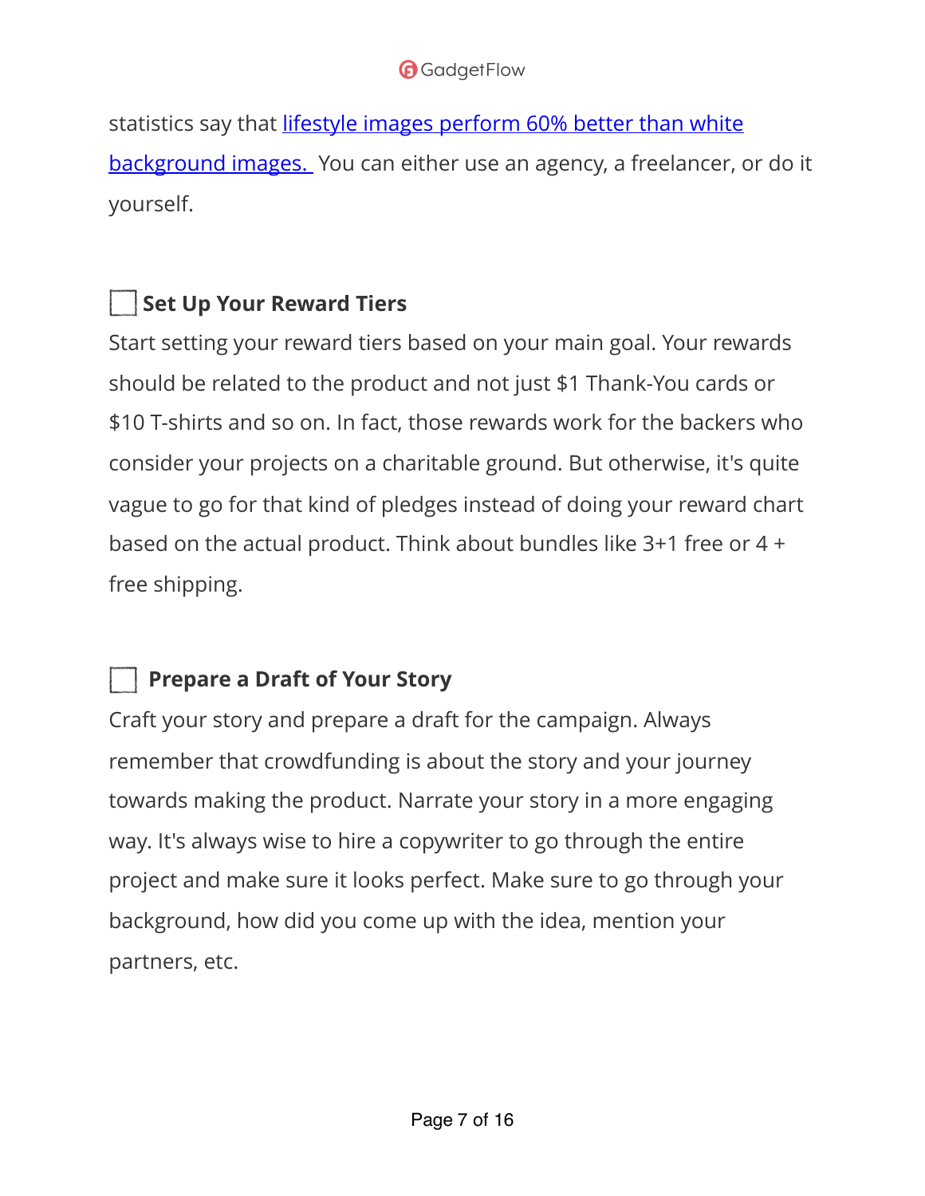statistics say that [lifestyle images perform 60% better than white background images.](#) You can either use an agency, a freelancer, or do it yourself.

### ☐ Set Up Your Reward Tiers

Start setting your reward tiers based on your main goal. Your rewards should be related to the product and not just $1 Thank-You cards or $10 T-shirts and so on. In fact, those rewards work for the backers who consider your projects on a charitable ground. But otherwise, it's quite vague to go for that kind of pledges instead of doing your reward chart based on the actual product. Think about bundles like 3+1 free or 4 + free shipping.

### ☐ Prepare a Draft of Your Story

Craft your story and prepare a draft for the campaign. Always remember that crowdfunding is about the story and your journey towards making the product. Narrate your story in a more engaging way. It's always wise to hire a copywriter to go through the entire project and make sure it looks perfect. Make sure to go through your background, how did you come up with the idea, mention your partners, etc.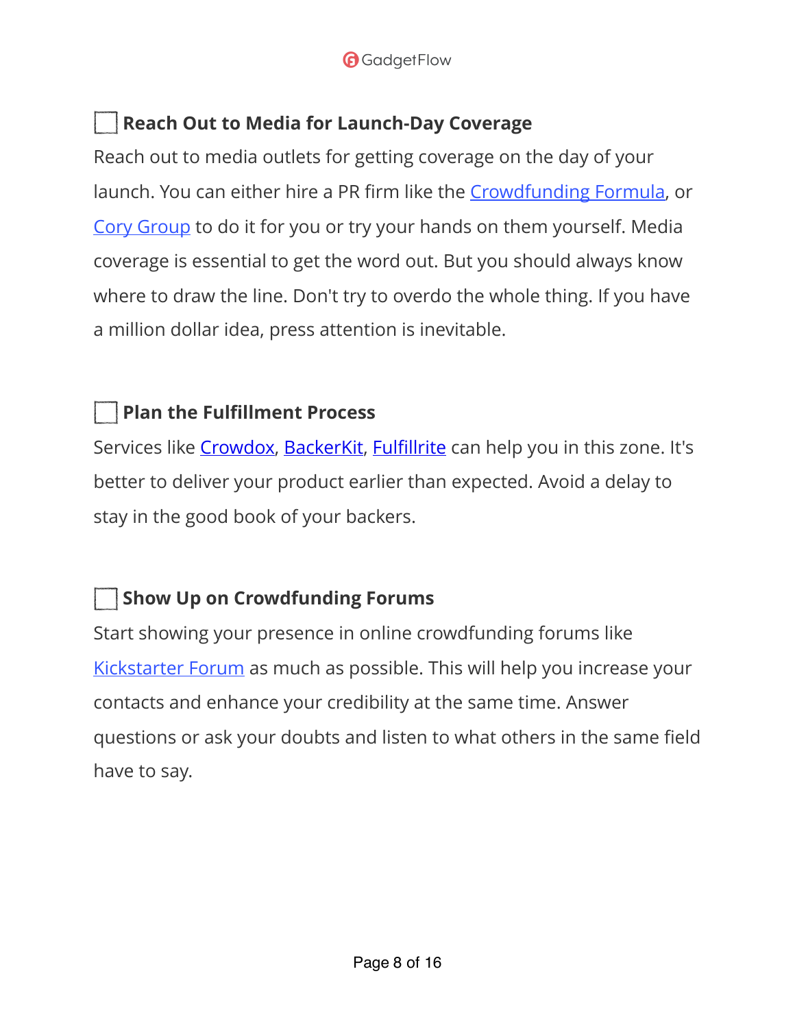## ☐ Reach Out to Media for Launch-Day Coverage

Reach out to media outlets for getting coverage on the day of your launch. You can either hire a PR firm like the Crowdfunding Formula, or Cory Group to do it for you or try your hands on them yourself. Media coverage is essential to get the word out. But you should always know where to draw the line. Don't try to overdo the whole thing. If you have a million dollar idea, press attention is inevitable.

## ☐ Plan the Fulfillment Process

Services like Crowdox, BackerKit, Fulfillrite can help you in this zone. It's better to deliver your product earlier than expected. Avoid a delay to stay in the good book of your backers.

## ☐ Show Up on Crowdfunding Forums

Start showing your presence in online crowdfunding forums like Kickstarter Forum as much as possible. This will help you increase your contacts and enhance your credibility at the same time. Answer questions or ask your doubts and listen to what others in the same field have to say.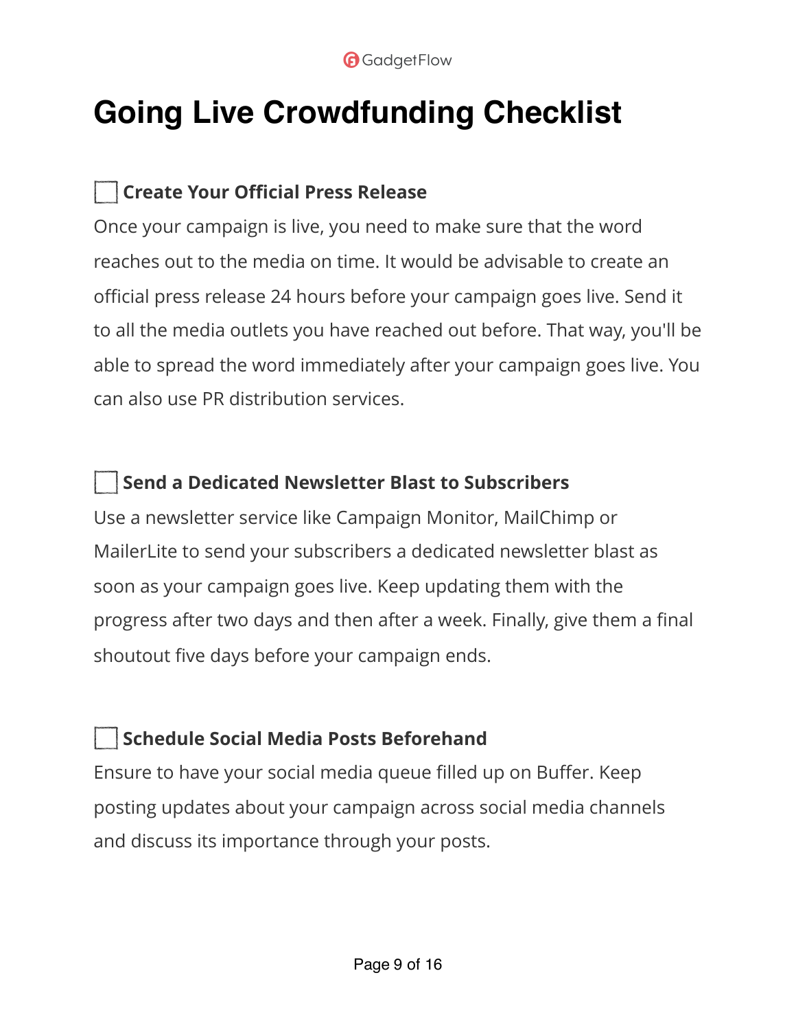# Going Live Crowdfunding Checklist

- [ ] **Create Your Official Press Release**

Once your campaign is live, you need to make sure that the word reaches out to the media on time. It would be advisable to create an official press release 24 hours before your campaign goes live. Send it to all the media outlets you have reached out before. That way, you'll be able to spread the word immediately after your campaign goes live. You can also use PR distribution services.

- [ ] **Send a Dedicated Newsletter Blast to Subscribers**

Use a newsletter service like Campaign Monitor, MailChimp or MailerLite to send your subscribers a dedicated newsletter blast as soon as your campaign goes live. Keep updating them with the progress after two days and then after a week. Finally, give them a final shoutout five days before your campaign ends.

- [ ] **Schedule Social Media Posts Beforehand**

Ensure to have your social media queue filled up on Buffer. Keep posting updates about your campaign across social media channels and discuss its importance through your posts.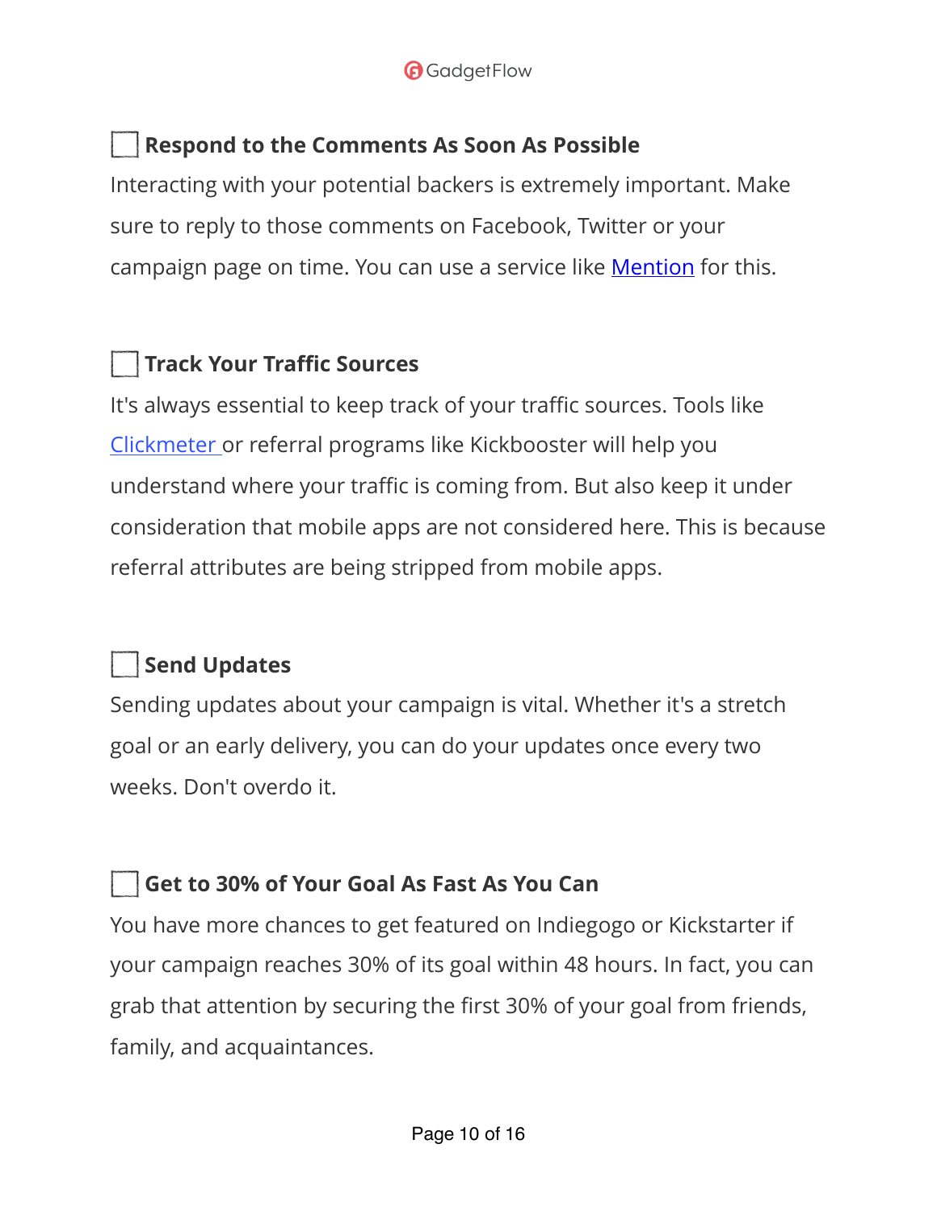### ☐ Respond to the Comments As Soon As Possible

Interacting with your potential backers is extremely important. Make sure to reply to those comments on Facebook, Twitter or your campaign page on time. You can use a service like Mention for this.

### ☐ Track Your Traffic Sources

It's always essential to keep track of your traffic sources. Tools like Clickmeter or referral programs like Kickbooster will help you understand where your traffic is coming from. But also keep it under consideration that mobile apps are not considered here. This is because referral attributes are being stripped from mobile apps.

### ☐ Send Updates

Sending updates about your campaign is vital. Whether it's a stretch goal or an early delivery, you can do your updates once every two weeks. Don't overdo it.

### ☐ Get to 30% of Your Goal As Fast As You Can

You have more chances to get featured on Indiegogo or Kickstarter if your campaign reaches 30% of its goal within 48 hours. In fact, you can grab that attention by securing the first 30% of your goal from friends, family, and acquaintances.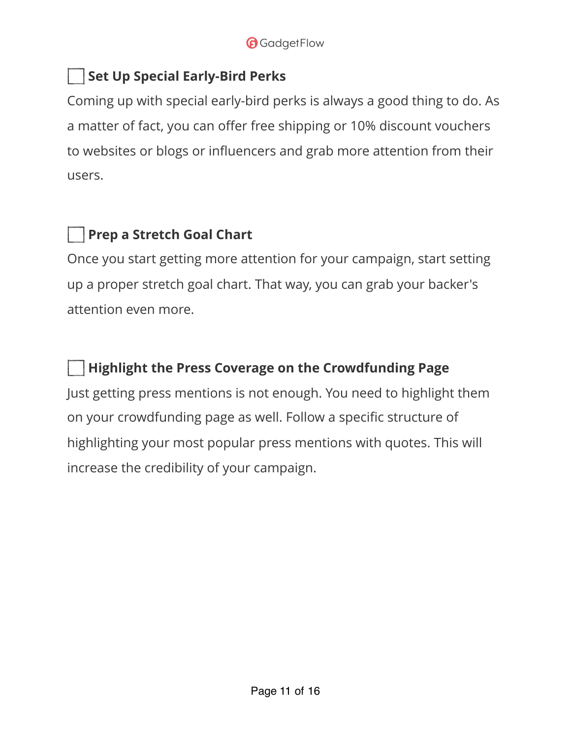- [ ] **Set Up Special Early-Bird Perks**

Coming up with special early-bird perks is always a good thing to do. As a matter of fact, you can offer free shipping or 10% discount vouchers to websites or blogs or influencers and grab more attention from their users.

- [ ] **Prep a Stretch Goal Chart**

Once you start getting more attention for your campaign, start setting up a proper stretch goal chart. That way, you can grab your backer's attention even more.

- [ ] **Highlight the Press Coverage on the Crowdfunding Page**

Just getting press mentions is not enough. You need to highlight them on your crowdfunding page as well. Follow a specific structure of highlighting your most popular press mentions with quotes. This will increase the credibility of your campaign.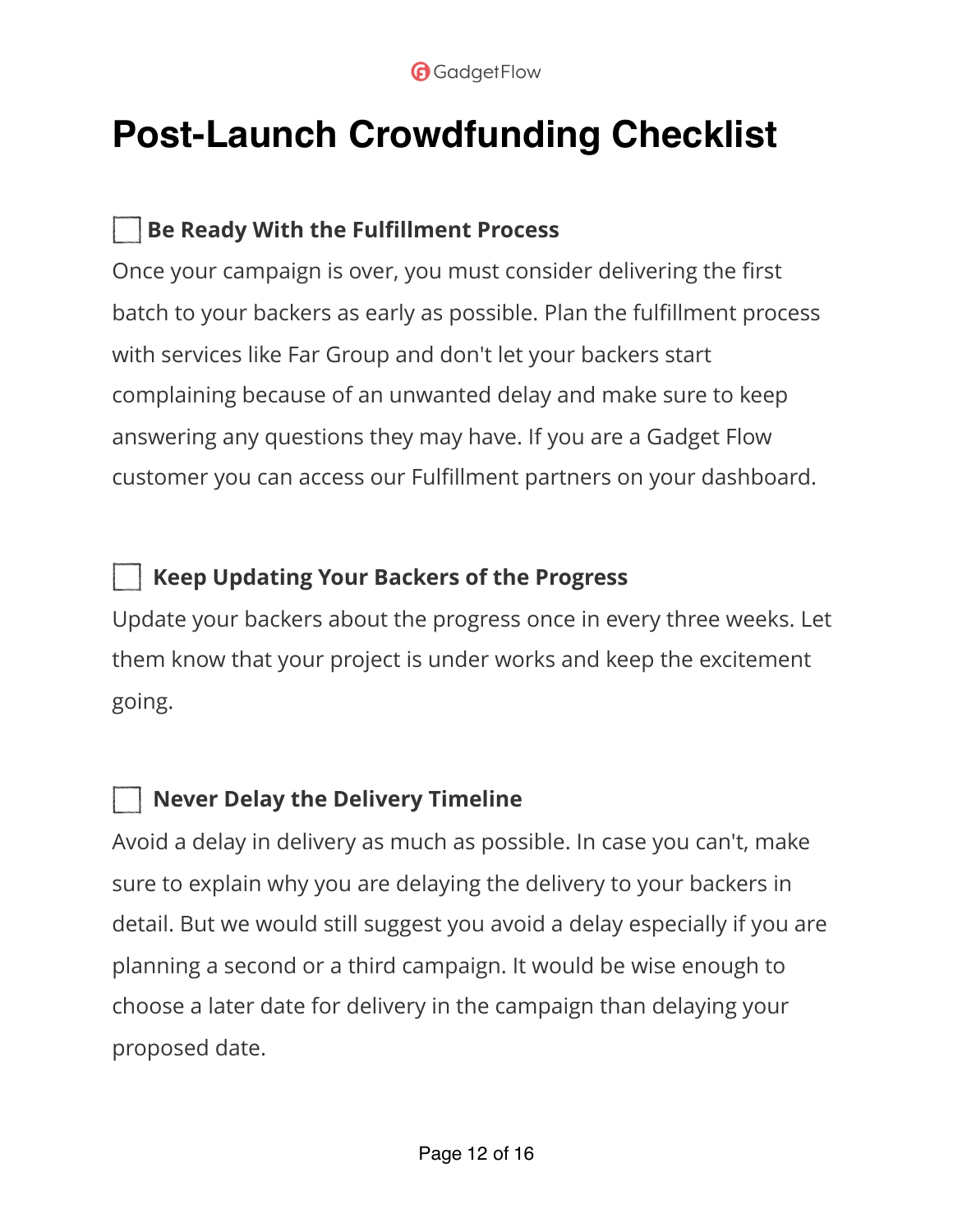# Post-Launch Crowdfunding Checklist

### ☐ Be Ready With the Fulfillment Process

Once your campaign is over, you must consider delivering the first batch to your backers as early as possible. Plan the fulfillment process with services like Far Group and don't let your backers start complaining because of an unwanted delay and make sure to keep answering any questions they may have. If you are a Gadget Flow customer you can access our Fulfillment partners on your dashboard.

### ☐ Keep Updating Your Backers of the Progress

Update your backers about the progress once in every three weeks. Let them know that your project is under works and keep the excitement going.

### ☐ Never Delay the Delivery Timeline

Avoid a delay in delivery as much as possible. In case you can't, make sure to explain why you are delaying the delivery to your backers in detail. But we would still suggest you avoid a delay especially if you are planning a second or a third campaign. It would be wise enough to choose a later date for delivery in the campaign than delaying your proposed date.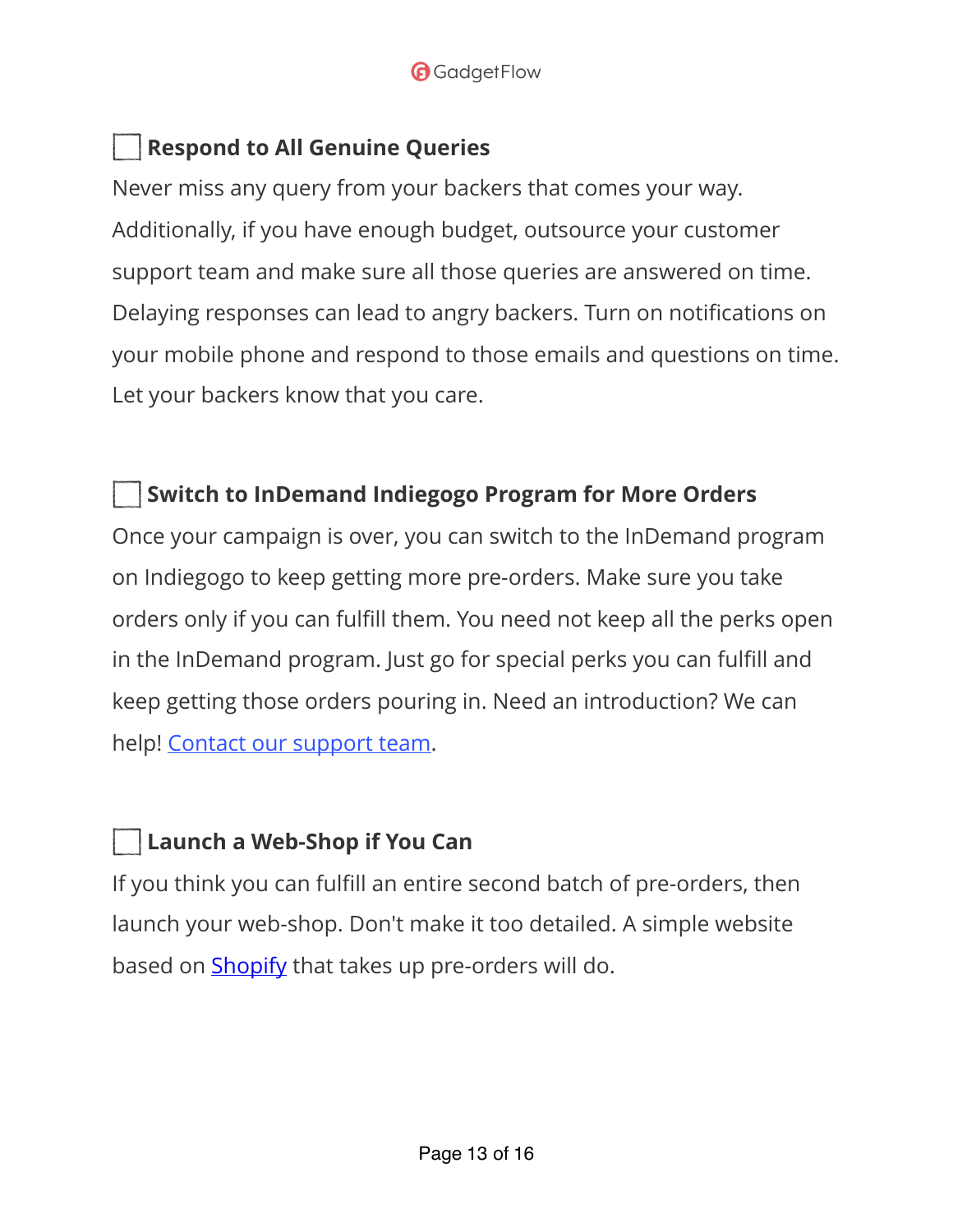- [ ] **Respond to All Genuine Queries**

Never miss any query from your backers that comes your way. Additionally, if you have enough budget, outsource your customer support team and make sure all those queries are answered on time. Delaying responses can lead to angry backers. Turn on notifications on your mobile phone and respond to those emails and questions on time. Let your backers know that you care.

- [ ] **Switch to InDemand Indiegogo Program for More Orders**

Once your campaign is over, you can switch to the InDemand program on Indiegogo to keep getting more pre-orders. Make sure you take orders only if you can fulfill them. You need not keep all the perks open in the InDemand program. Just go for special perks you can fulfill and keep getting those orders pouring in. Need an introduction? We can help! Contact our support team.

- [ ] **Launch a Web-Shop if You Can**

If you think you can fulfill an entire second batch of pre-orders, then launch your web-shop. Don't make it too detailed. A simple website based on Shopify that takes up pre-orders will do.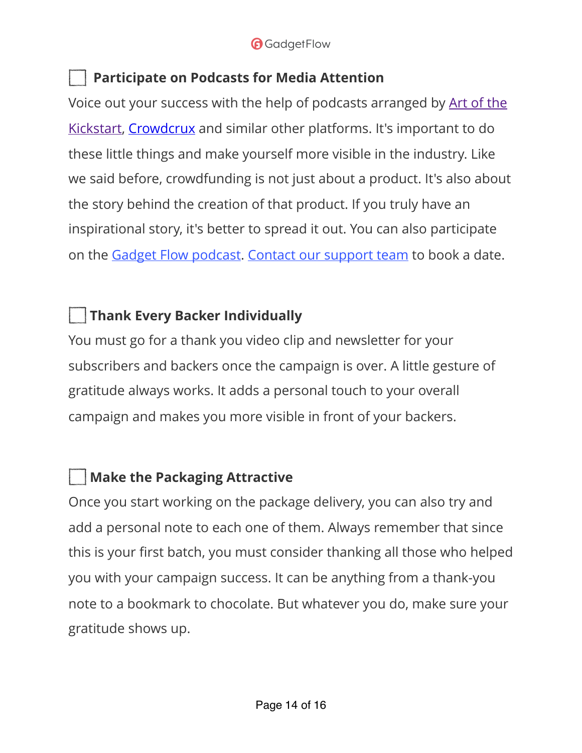### ☐ Participate on Podcasts for Media Attention

Voice out your success with the help of podcasts arranged by Art of the Kickstart, Crowdcrux and similar other platforms. It's important to do these little things and make yourself more visible in the industry. Like we said before, crowdfunding is not just about a product. It's also about the story behind the creation of that product. If you truly have an inspirational story, it's better to spread it out. You can also participate on the Gadget Flow podcast. Contact our support team to book a date.

### ☐ Thank Every Backer Individually

You must go for a thank you video clip and newsletter for your subscribers and backers once the campaign is over. A little gesture of gratitude always works. It adds a personal touch to your overall campaign and makes you more visible in front of your backers.

### ☐ Make the Packaging Attractive

Once you start working on the package delivery, you can also try and add a personal note to each one of them. Always remember that since this is your first batch, you must consider thanking all those who helped you with your campaign success. It can be anything from a thank-you note to a bookmark to chocolate. But whatever you do, make sure your gratitude shows up.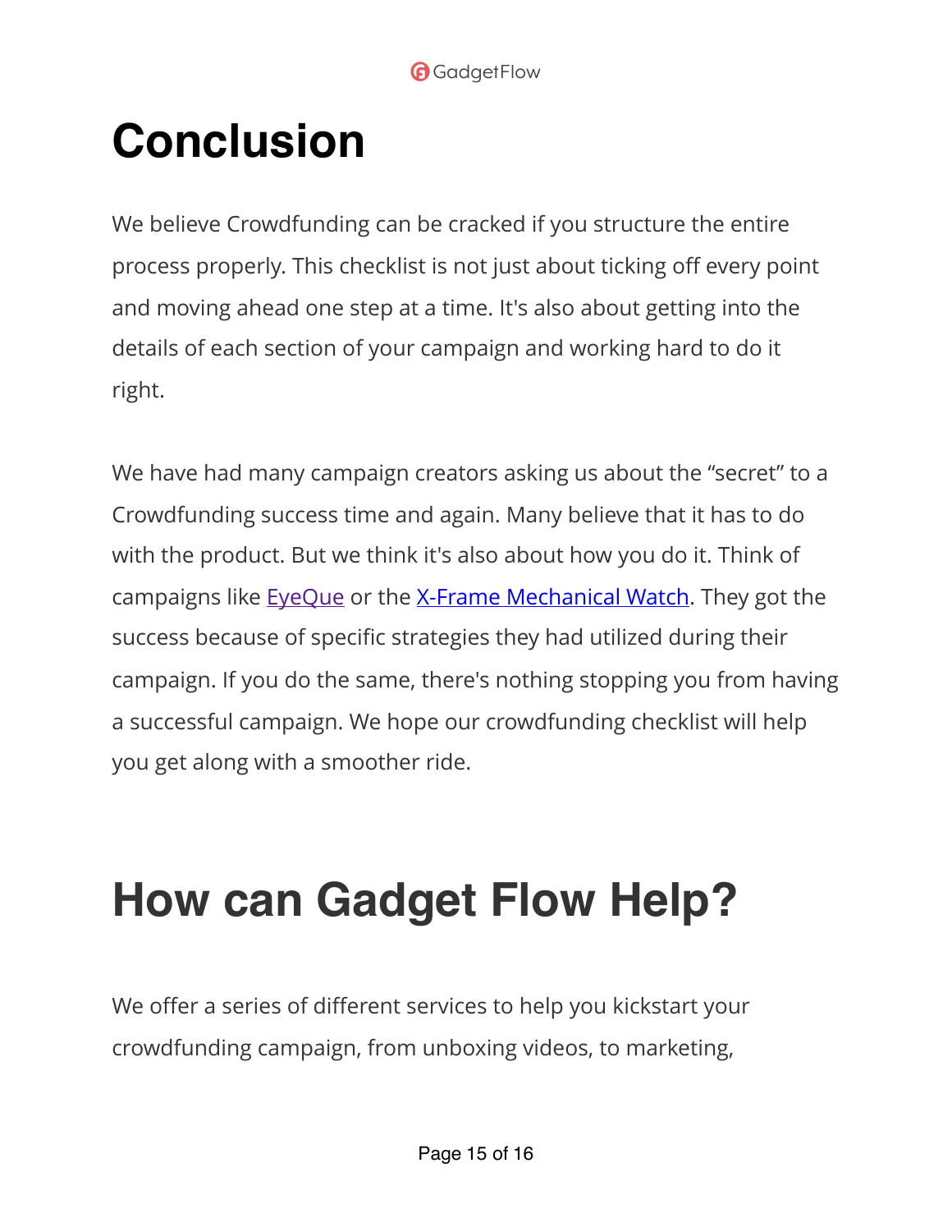# Conclusion

We believe Crowdfunding can be cracked if you structure the entire process properly. This checklist is not just about ticking off every point and moving ahead one step at a time. It's also about getting into the details of each section of your campaign and working hard to do it right.

We have had many campaign creators asking us about the "secret" to a Crowdfunding success time and again. Many believe that it has to do with the product. But we think it's also about how you do it. Think of campaigns like EyeQue or the X-Frame Mechanical Watch. They got the success because of specific strategies they had utilized during their campaign. If you do the same, there's nothing stopping you from having a successful campaign. We hope our crowdfunding checklist will help you get along with a smoother ride.

# How can Gadget Flow Help?

We offer a series of different services to help you kickstart your crowdfunding campaign, from unboxing videos, to marketing,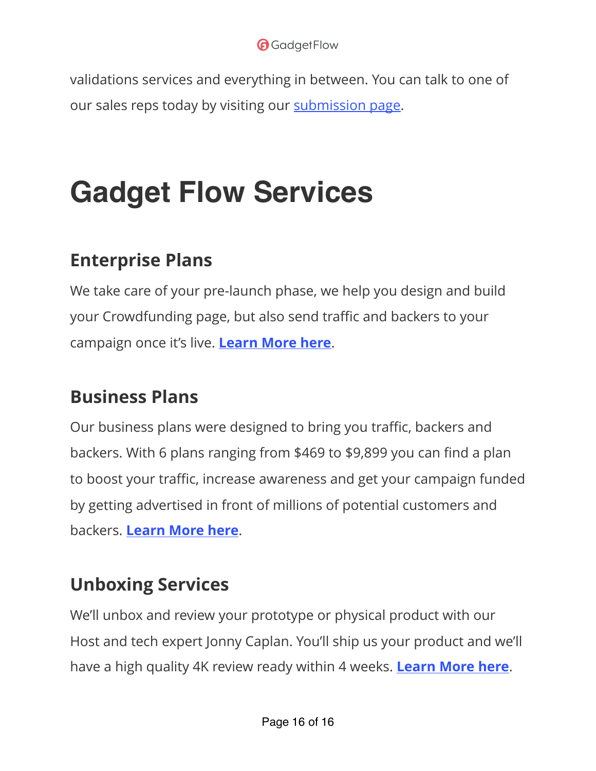validations services and everything in between. You can talk to one of our sales reps today by visiting our [submission page](#).

# Gadget Flow Services

## Enterprise Plans

We take care of your pre-launch phase, we help you design and build your Crowdfunding page, but also send traffic and backers to your campaign once it's live. **[Learn More here](#)**.

## Business Plans

Our business plans were designed to bring you traffic, backers and backers. With 6 plans ranging from $469 to $9,899 you can find a plan to boost your traffic, increase awareness and get your campaign funded by getting advertised in front of millions of potential customers and backers. **[Learn More here](#)**.

## Unboxing Services

We'll unbox and review your prototype or physical product with our Host and tech expert Jonny Caplan. You'll ship us your product and we'll have a high quality 4K review ready within 4 weeks. **[Learn More here](#)**.